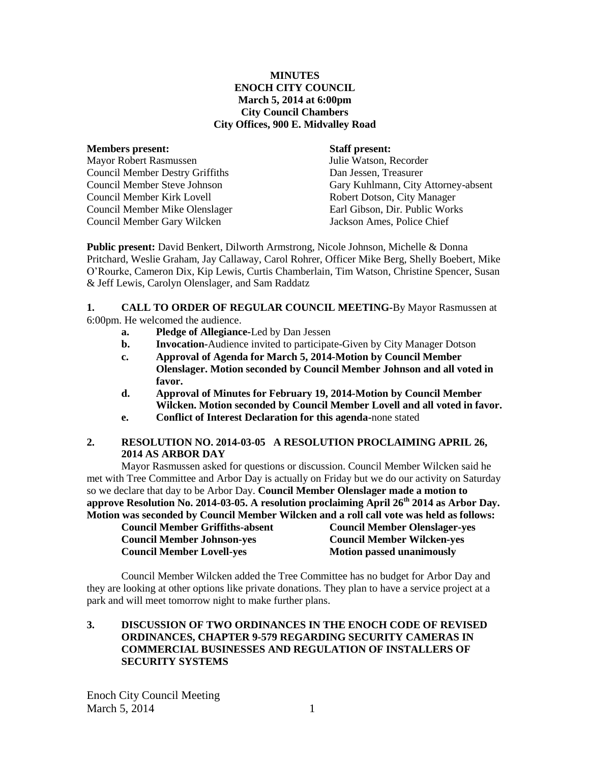**MINUTES**
**ENOCH CITY COUNCIL**
**March 5, 2014 at 6:00pm**
**City Council Chambers**
**City Offices, 900 E. Midvalley Road**

| **Members present:** | **Staff present:** |
|---|---|
| Mayor Robert Rasmussen | Julie Watson, Recorder |
| Council Member Destry Griffiths | Dan Jessen, Treasurer |
| Council Member Steve Johnson | Gary Kuhlmann, City Attorney-absent |
| Council Member Kirk Lovell | Robert Dotson, City Manager |
| Council Member Mike Olenslager | Earl Gibson, Dir. Public Works |
| Council Member Gary Wilcken | Jackson Ames, Police Chief |

**Public present:** David Benkert, Dilworth Armstrong, Nicole Johnson, Michelle & Donna Pritchard, Weslie Graham, Jay Callaway, Carol Rohrer, Officer Mike Berg, Shelly Boebert, Mike O'Rourke, Cameron Dix, Kip Lewis, Curtis Chamberlain, Tim Watson, Christine Spencer, Susan & Jeff Lewis, Carolyn Olenslager, and Sam Raddatz

**1. CALL TO ORDER OF REGULAR COUNCIL MEETING-**By Mayor Rasmussen at 6:00pm. He welcomed the audience.

- **a. Pledge of Allegiance-**Led by Dan Jessen
- **b. Invocation-**Audience invited to participate-Given by City Manager Dotson
- **c. Approval of Agenda for March 5, 2014-Motion by Council Member Olenslager. Motion seconded by Council Member Johnson and all voted in favor.**
- **d. Approval of Minutes for February 19, 2014-Motion by Council Member Wilcken. Motion seconded by Council Member Lovell and all voted in favor.**
- **e. Conflict of Interest Declaration for this agenda-**none stated

**2. RESOLUTION NO. 2014-03-05 A RESOLUTION PROCLAIMING APRIL 26, 2014 AS ARBOR DAY**

Mayor Rasmussen asked for questions or discussion. Council Member Wilcken said he met with Tree Committee and Arbor Day is actually on Friday but we do our activity on Saturday so we declare that day to be Arbor Day. **Council Member Olenslager made a motion to approve Resolution No. 2014-03-05. A resolution proclaiming April 26th 2014 as Arbor Day. Motion was seconded by Council Member Wilcken and a roll call vote was held as follows:**

| | |
|---|---|
| **Council Member Griffiths-absent** | **Council Member Olenslager-yes** |
| **Council Member Johnson-yes** | **Council Member Wilcken-yes** |
| **Council Member Lovell-yes** | **Motion passed unanimously** |

Council Member Wilcken added the Tree Committee has no budget for Arbor Day and they are looking at other options like private donations. They plan to have a service project at a park and will meet tomorrow night to make further plans.

**3. DISCUSSION OF TWO ORDINANCES IN THE ENOCH CODE OF REVISED ORDINANCES, CHAPTER 9-579 REGARDING SECURITY CAMERAS IN COMMERCIAL BUSINESSES AND REGULATION OF INSTALLERS OF SECURITY SYSTEMS**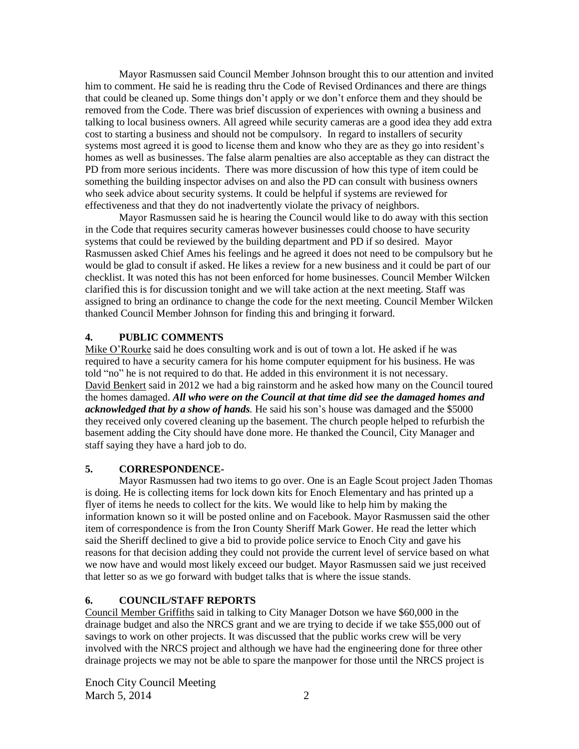Mayor Rasmussen said Council Member Johnson brought this to our attention and invited him to comment. He said he is reading thru the Code of Revised Ordinances and there are things that could be cleaned up. Some things don't apply or we don't enforce them and they should be removed from the Code. There was brief discussion of experiences with owning a business and talking to local business owners. All agreed while security cameras are a good idea they add extra cost to starting a business and should not be compulsory. In regard to installers of security systems most agreed it is good to license them and know who they are as they go into resident's homes as well as businesses. The false alarm penalties are also acceptable as they can distract the PD from more serious incidents. There was more discussion of how this type of item could be something the building inspector advises on and also the PD can consult with business owners who seek advice about security systems. It could be helpful if systems are reviewed for effectiveness and that they do not inadvertently violate the privacy of neighbors.

Mayor Rasmussen said he is hearing the Council would like to do away with this section in the Code that requires security cameras however businesses could choose to have security systems that could be reviewed by the building department and PD if so desired. Mayor Rasmussen asked Chief Ames his feelings and he agreed it does not need to be compulsory but he would be glad to consult if asked. He likes a review for a new business and it could be part of our checklist. It was noted this has not been enforced for home businesses. Council Member Wilcken clarified this is for discussion tonight and we will take action at the next meeting. Staff was assigned to bring an ordinance to change the code for the next meeting. Council Member Wilcken thanked Council Member Johnson for finding this and bringing it forward.

## 4. PUBLIC COMMENTS

Mike O'Rourke said he does consulting work and is out of town a lot. He asked if he was required to have a security camera for his home computer equipment for his business. He was told "no" he is not required to do that. He added in this environment it is not necessary.
David Benkert said in 2012 we had a big rainstorm and he asked how many on the Council toured the homes damaged. ***All who were on the Council at that time did see the damaged homes and acknowledged that by a show of hands.*** He said his son's house was damaged and the $5000 they received only covered cleaning up the basement. The church people helped to refurbish the basement adding the City should have done more. He thanked the Council, City Manager and staff saying they have a hard job to do.

## 5. CORRESPONDENCE-

Mayor Rasmussen had two items to go over. One is an Eagle Scout project Jaden Thomas is doing. He is collecting items for lock down kits for Enoch Elementary and has printed up a flyer of items he needs to collect for the kits. We would like to help him by making the information known so it will be posted online and on Facebook. Mayor Rasmussen said the other item of correspondence is from the Iron County Sheriff Mark Gower. He read the letter which said the Sheriff declined to give a bid to provide police service to Enoch City and gave his reasons for that decision adding they could not provide the current level of service based on what we now have and would most likely exceed our budget. Mayor Rasmussen said we just received that letter so as we go forward with budget talks that is where the issue stands.

## 6. COUNCIL/STAFF REPORTS

Council Member Griffiths said in talking to City Manager Dotson we have $60,000 in the drainage budget and also the NRCS grant and we are trying to decide if we take $55,000 out of savings to work on other projects. It was discussed that the public works crew will be very involved with the NRCS project and although we have had the engineering done for three other drainage projects we may not be able to spare the manpower for those until the NRCS project is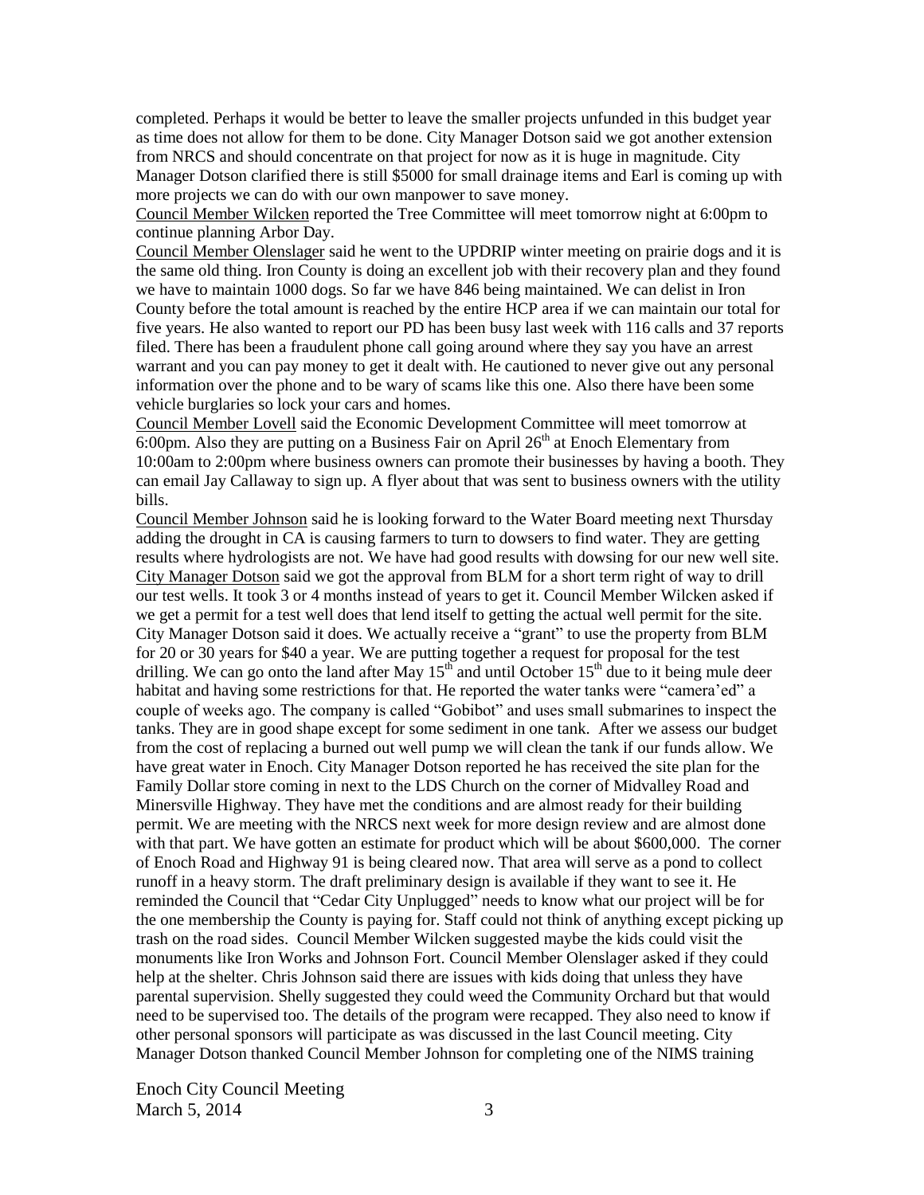completed. Perhaps it would be better to leave the smaller projects unfunded in this budget year as time does not allow for them to be done. City Manager Dotson said we got another extension from NRCS and should concentrate on that project for now as it is huge in magnitude. City Manager Dotson clarified there is still $5000 for small drainage items and Earl is coming up with more projects we can do with our own manpower to save money.

Council Member Wilcken reported the Tree Committee will meet tomorrow night at 6:00pm to continue planning Arbor Day.

Council Member Olenslager said he went to the UPDRIP winter meeting on prairie dogs and it is the same old thing. Iron County is doing an excellent job with their recovery plan and they found we have to maintain 1000 dogs. So far we have 846 being maintained. We can delist in Iron County before the total amount is reached by the entire HCP area if we can maintain our total for five years. He also wanted to report our PD has been busy last week with 116 calls and 37 reports filed. There has been a fraudulent phone call going around where they say you have an arrest warrant and you can pay money to get it dealt with. He cautioned to never give out any personal information over the phone and to be wary of scams like this one. Also there have been some vehicle burglaries so lock your cars and homes.

Council Member Lovell said the Economic Development Committee will meet tomorrow at 6:00pm. Also they are putting on a Business Fair on April 26th at Enoch Elementary from 10:00am to 2:00pm where business owners can promote their businesses by having a booth. They can email Jay Callaway to sign up. A flyer about that was sent to business owners with the utility bills.

Council Member Johnson said he is looking forward to the Water Board meeting next Thursday adding the drought in CA is causing farmers to turn to dowsers to find water. They are getting results where hydrologists are not. We have had good results with dowsing for our new well site.

City Manager Dotson said we got the approval from BLM for a short term right of way to drill our test wells. It took 3 or 4 months instead of years to get it. Council Member Wilcken asked if we get a permit for a test well does that lend itself to getting the actual well permit for the site. City Manager Dotson said it does. We actually receive a "grant" to use the property from BLM for 20 or 30 years for $40 a year. We are putting together a request for proposal for the test drilling. We can go onto the land after May 15th and until October 15th due to it being mule deer habitat and having some restrictions for that. He reported the water tanks were "camera'ed" a couple of weeks ago. The company is called "Gobibot" and uses small submarines to inspect the tanks. They are in good shape except for some sediment in one tank. After we assess our budget from the cost of replacing a burned out well pump we will clean the tank if our funds allow. We have great water in Enoch. City Manager Dotson reported he has received the site plan for the Family Dollar store coming in next to the LDS Church on the corner of Midvalley Road and Minersville Highway. They have met the conditions and are almost ready for their building permit. We are meeting with the NRCS next week for more design review and are almost done with that part. We have gotten an estimate for product which will be about $600,000. The corner of Enoch Road and Highway 91 is being cleared now. That area will serve as a pond to collect runoff in a heavy storm. The draft preliminary design is available if they want to see it. He reminded the Council that "Cedar City Unplugged" needs to know what our project will be for the one membership the County is paying for. Staff could not think of anything except picking up trash on the road sides. Council Member Wilcken suggested maybe the kids could visit the monuments like Iron Works and Johnson Fort. Council Member Olenslager asked if they could help at the shelter. Chris Johnson said there are issues with kids doing that unless they have parental supervision. Shelly suggested they could weed the Community Orchard but that would need to be supervised too. The details of the program were recapped. They also need to know if other personal sponsors will participate as was discussed in the last Council meeting. City Manager Dotson thanked Council Member Johnson for completing one of the NIMS training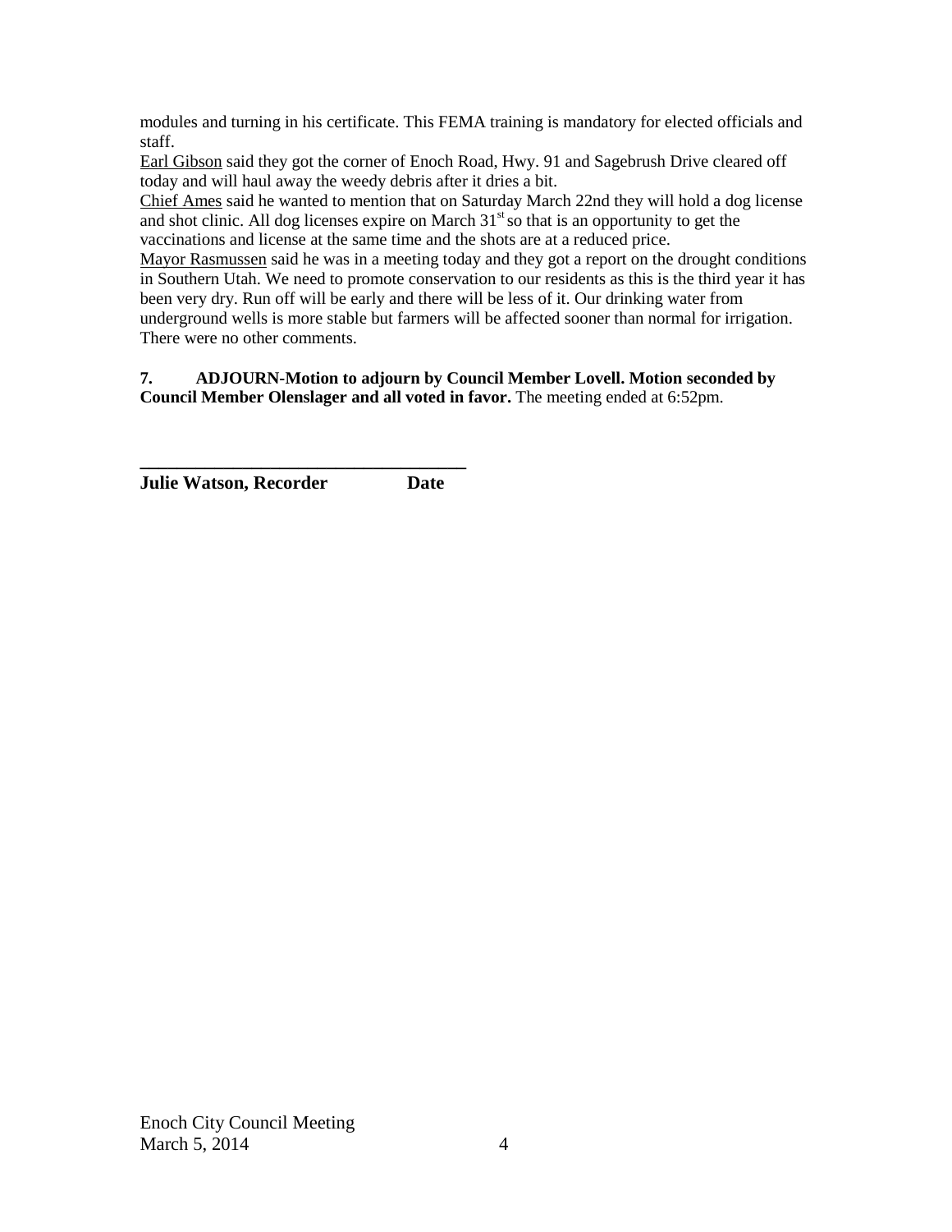modules and turning in his certificate. This FEMA training is mandatory for elected officials and staff.

Earl Gibson said they got the corner of Enoch Road, Hwy. 91 and Sagebrush Drive cleared off today and will haul away the weedy debris after it dries a bit.

Chief Ames said he wanted to mention that on Saturday March 22nd they will hold a dog license and shot clinic. All dog licenses expire on March 31st so that is an opportunity to get the vaccinations and license at the same time and the shots are at a reduced price.

Mayor Rasmussen said he was in a meeting today and they got a report on the drought conditions in Southern Utah. We need to promote conservation to our residents as this is the third year it has been very dry. Run off will be early and there will be less of it. Our drinking water from underground wells is more stable but farmers will be affected sooner than normal for irrigation. There were no other comments.

**7. ADJOURN-Motion to adjourn by Council Member Lovell. Motion seconded by Council Member Olenslager and all voted in favor.** The meeting ended at 6:52pm.

**\_\_\_\_\_\_\_\_\_\_\_\_\_\_\_\_\_\_\_\_\_\_\_\_\_\_\_\_\_\_\_\_\_\_\_\_**

**Julie Watson, Recorder Date**